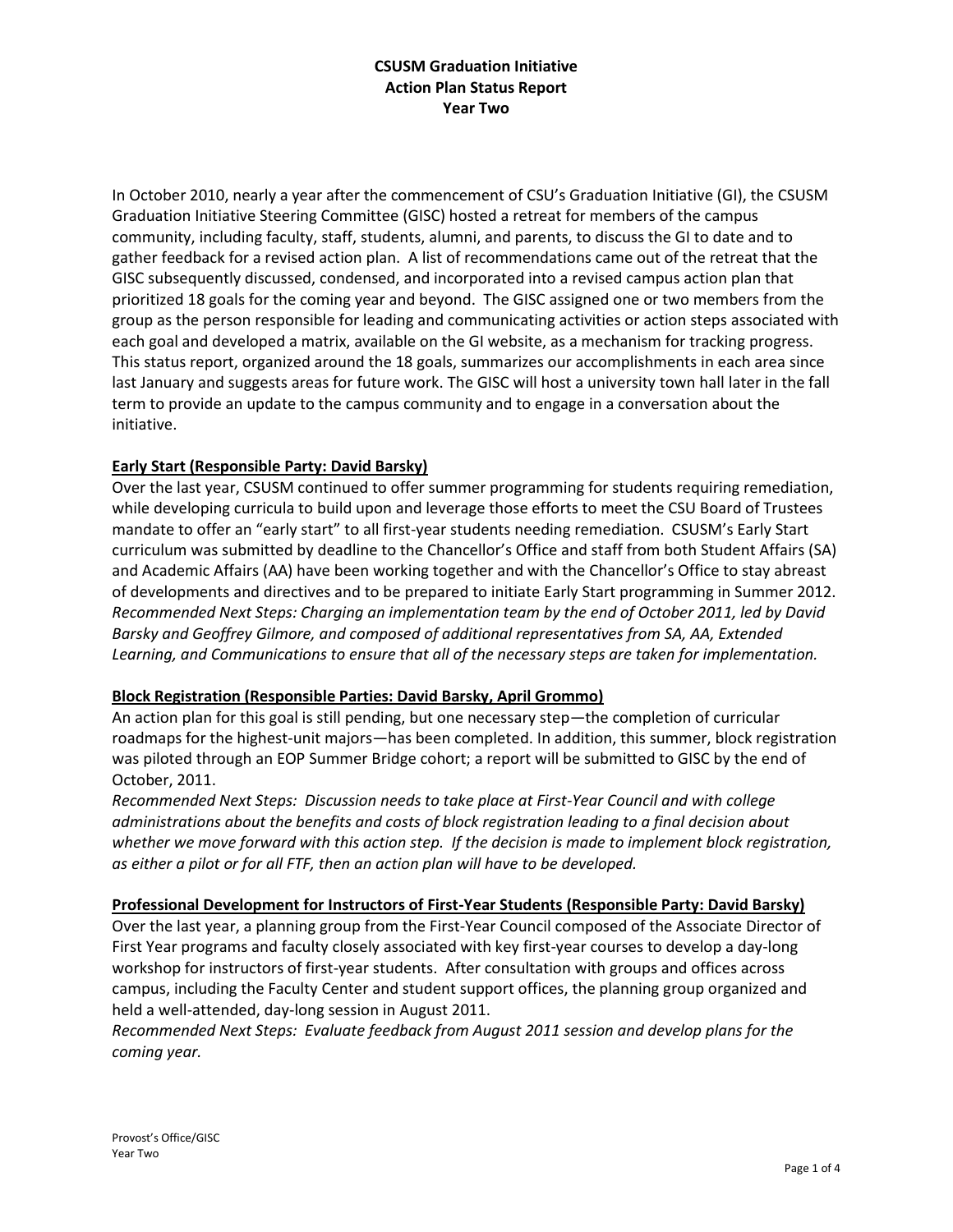# CSUSM Graduation Initiative
## Action Plan Status Report
## Year Two

In October 2010, nearly a year after the commencement of CSU's Graduation Initiative (GI), the CSUSM Graduation Initiative Steering Committee (GISC) hosted a retreat for members of the campus community, including faculty, staff, students, alumni, and parents, to discuss the GI to date and to gather feedback for a revised action plan. A list of recommendations came out of the retreat that the GISC subsequently discussed, condensed, and incorporated into a revised campus action plan that prioritized 18 goals for the coming year and beyond. The GISC assigned one or two members from the group as the person responsible for leading and communicating activities or action steps associated with each goal and developed a matrix, available on the GI website, as a mechanism for tracking progress. This status report, organized around the 18 goals, summarizes our accomplishments in each area since last January and suggests areas for future work. The GISC will host a university town hall later in the fall term to provide an update to the campus community and to engage in a conversation about the initiative.

### Early Start (Responsible Party: David Barsky)

Over the last year, CSUSM continued to offer summer programming for students requiring remediation, while developing curricula to build upon and leverage those efforts to meet the CSU Board of Trustees mandate to offer an "early start" to all first-year students needing remediation. CSUSM's Early Start curriculum was submitted by deadline to the Chancellor's Office and staff from both Student Affairs (SA) and Academic Affairs (AA) have been working together and with the Chancellor's Office to stay abreast of developments and directives and to be prepared to initiate Early Start programming in Summer 2012.

*Recommended Next Steps: Charging an implementation team by the end of October 2011, led by David Barsky and Geoffrey Gilmore, and composed of additional representatives from SA, AA, Extended Learning, and Communications to ensure that all of the necessary steps are taken for implementation.*

### Block Registration (Responsible Parties: David Barsky, April Grommo)

An action plan for this goal is still pending, but one necessary step—the completion of curricular roadmaps for the highest-unit majors—has been completed. In addition, this summer, block registration was piloted through an EOP Summer Bridge cohort; a report will be submitted to GISC by the end of October, 2011.

*Recommended Next Steps: Discussion needs to take place at First-Year Council and with college administrations about the benefits and costs of block registration leading to a final decision about whether we move forward with this action step. If the decision is made to implement block registration, as either a pilot or for all FTF, then an action plan will have to be developed.*

### Professional Development for Instructors of First-Year Students (Responsible Party: David Barsky)

Over the last year, a planning group from the First-Year Council composed of the Associate Director of First Year programs and faculty closely associated with key first-year courses to develop a day-long workshop for instructors of first-year students. After consultation with groups and offices across campus, including the Faculty Center and student support offices, the planning group organized and held a well-attended, day-long session in August 2011.

*Recommended Next Steps: Evaluate feedback from August 2011 session and develop plans for the coming year.*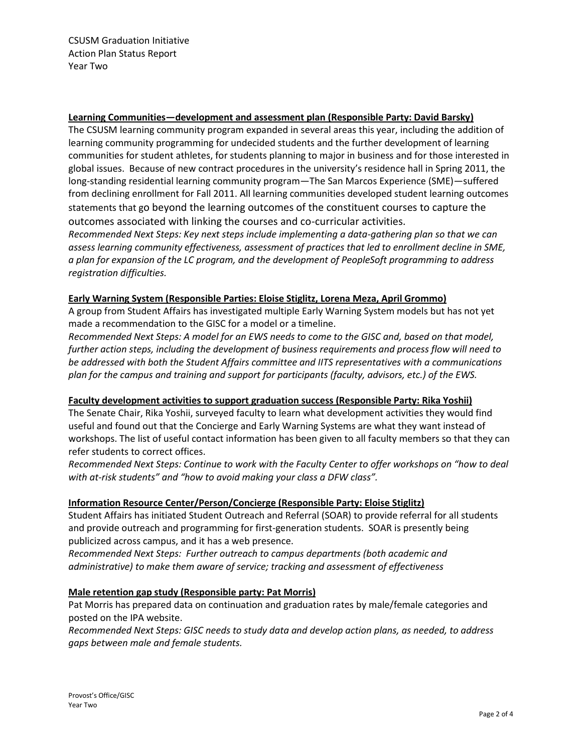**Learning Communities—development and assessment plan (Responsible Party: David Barsky)**

The CSUSM learning community program expanded in several areas this year, including the addition of learning community programming for undecided students and the further development of learning communities for student athletes, for students planning to major in business and for those interested in global issues. Because of new contract procedures in the university's residence hall in Spring 2011, the long-standing residential learning community program—The San Marcos Experience (SME)—suffered from declining enrollment for Fall 2011. All learning communities developed student learning outcomes statements that go beyond the learning outcomes of the constituent courses to capture the outcomes associated with linking the courses and co-curricular activities.

*Recommended Next Steps: Key next steps include implementing a data-gathering plan so that we can assess learning community effectiveness, assessment of practices that led to enrollment decline in SME, a plan for expansion of the LC program, and the development of PeopleSoft programming to address registration difficulties.*

**Early Warning System (Responsible Parties: Eloise Stiglitz, Lorena Meza, April Grommo)**

A group from Student Affairs has investigated multiple Early Warning System models but has not yet made a recommendation to the GISC for a model or a timeline.

*Recommended Next Steps: A model for an EWS needs to come to the GISC and, based on that model, further action steps, including the development of business requirements and process flow will need to be addressed with both the Student Affairs committee and IITS representatives with a communications plan for the campus and training and support for participants (faculty, advisors, etc.) of the EWS.*

**Faculty development activities to support graduation success (Responsible Party: Rika Yoshii)**

The Senate Chair, Rika Yoshii, surveyed faculty to learn what development activities they would find useful and found out that the Concierge and Early Warning Systems are what they want instead of workshops. The list of useful contact information has been given to all faculty members so that they can refer students to correct offices.

*Recommended Next Steps: Continue to work with the Faculty Center to offer workshops on "how to deal with at-risk students" and "how to avoid making your class a DFW class".*

**Information Resource Center/Person/Concierge (Responsible Party: Eloise Stiglitz)**

Student Affairs has initiated Student Outreach and Referral (SOAR) to provide referral for all students and provide outreach and programming for first-generation students. SOAR is presently being publicized across campus, and it has a web presence.

*Recommended Next Steps: Further outreach to campus departments (both academic and administrative) to make them aware of service; tracking and assessment of effectiveness*

**Male retention gap study (Responsible party: Pat Morris)**

Pat Morris has prepared data on continuation and graduation rates by male/female categories and posted on the IPA website.

*Recommended Next Steps: GISC needs to study data and develop action plans, as needed, to address gaps between male and female students.*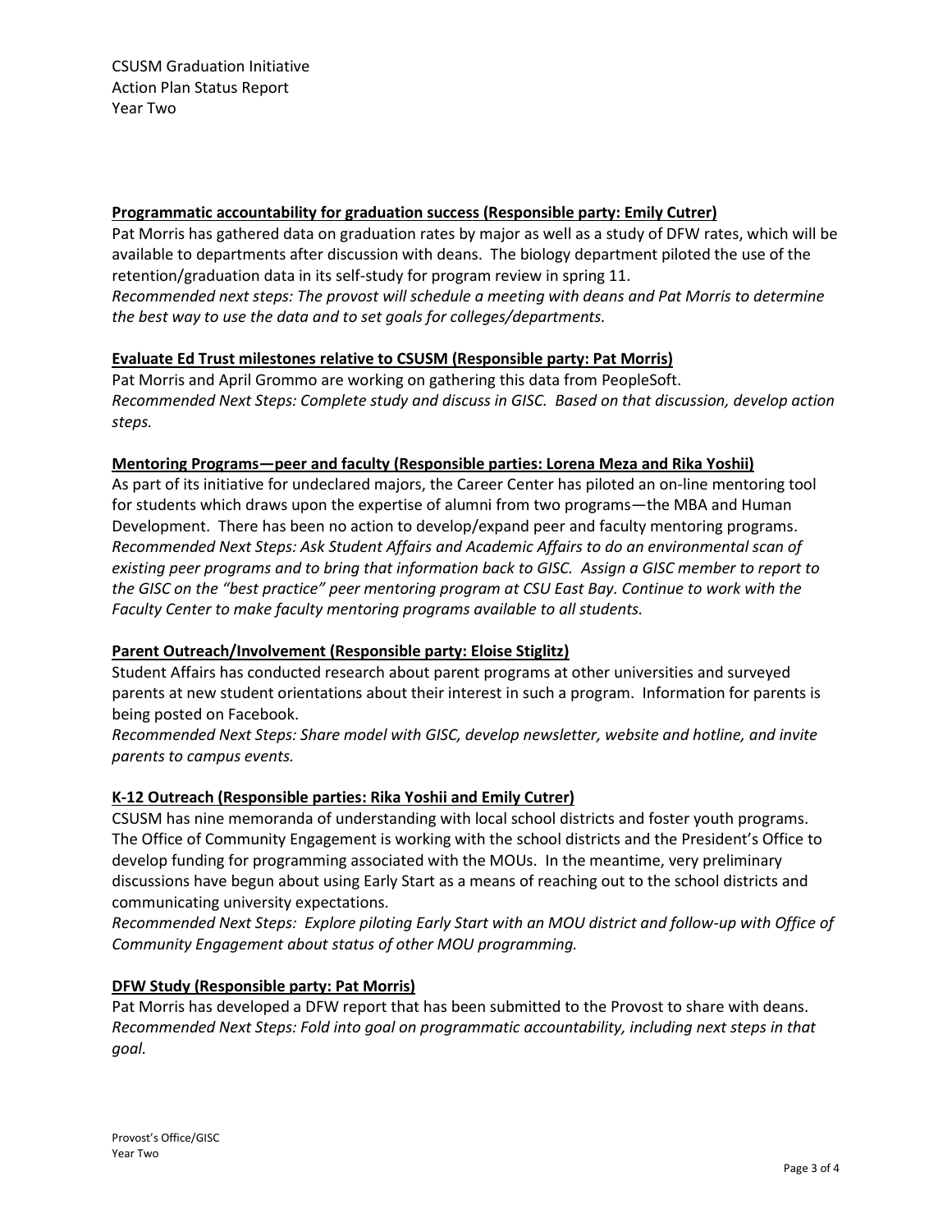**Programmatic accountability for graduation success (Responsible party: Emily Cutrer)**

Pat Morris has gathered data on graduation rates by major as well as a study of DFW rates, which will be available to departments after discussion with deans. The biology department piloted the use of the retention/graduation data in its self-study for program review in spring 11.

*Recommended next steps: The provost will schedule a meeting with deans and Pat Morris to determine the best way to use the data and to set goals for colleges/departments.*

**Evaluate Ed Trust milestones relative to CSUSM (Responsible party: Pat Morris)**

Pat Morris and April Grommo are working on gathering this data from PeopleSoft.

*Recommended Next Steps: Complete study and discuss in GISC. Based on that discussion, develop action steps.*

**Mentoring Programs—peer and faculty (Responsible parties: Lorena Meza and Rika Yoshii)**

As part of its initiative for undeclared majors, the Career Center has piloted an on-line mentoring tool for students which draws upon the expertise of alumni from two programs—the MBA and Human Development. There has been no action to develop/expand peer and faculty mentoring programs.

*Recommended Next Steps: Ask Student Affairs and Academic Affairs to do an environmental scan of existing peer programs and to bring that information back to GISC. Assign a GISC member to report to the GISC on the "best practice" peer mentoring program at CSU East Bay. Continue to work with the Faculty Center to make faculty mentoring programs available to all students.*

**Parent Outreach/Involvement (Responsible party: Eloise Stiglitz)**

Student Affairs has conducted research about parent programs at other universities and surveyed parents at new student orientations about their interest in such a program. Information for parents is being posted on Facebook.

*Recommended Next Steps: Share model with GISC, develop newsletter, website and hotline, and invite parents to campus events.*

**K-12 Outreach (Responsible parties: Rika Yoshii and Emily Cutrer)**

CSUSM has nine memoranda of understanding with local school districts and foster youth programs. The Office of Community Engagement is working with the school districts and the President's Office to develop funding for programming associated with the MOUs. In the meantime, very preliminary discussions have begun about using Early Start as a means of reaching out to the school districts and communicating university expectations.

*Recommended Next Steps: Explore piloting Early Start with an MOU district and follow-up with Office of Community Engagement about status of other MOU programming.*

**DFW Study (Responsible party: Pat Morris)**

Pat Morris has developed a DFW report that has been submitted to the Provost to share with deans.

*Recommended Next Steps: Fold into goal on programmatic accountability, including next steps in that goal.*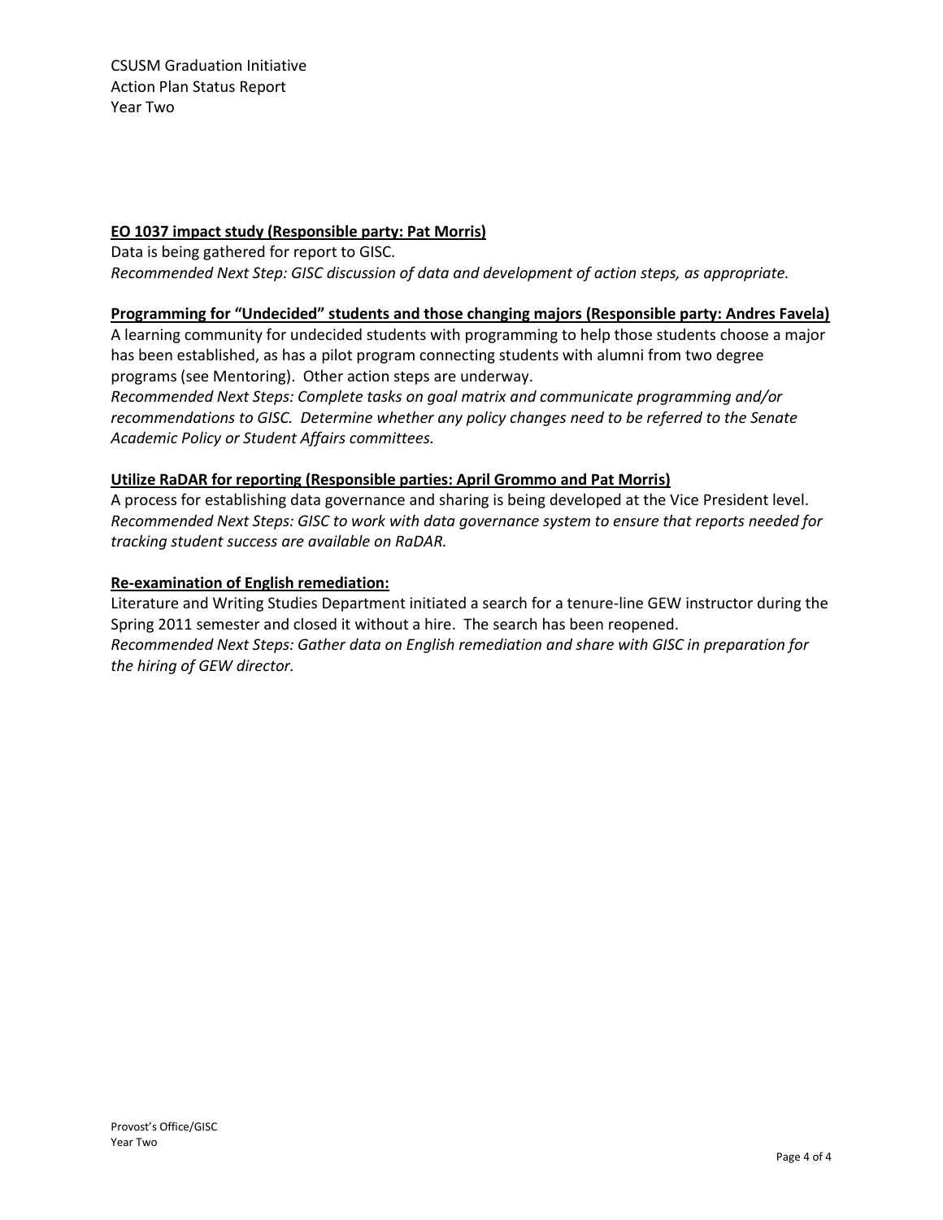**EO 1037 impact study (Responsible party: Pat Morris)**

Data is being gathered for report to GISC.

*Recommended Next Step: GISC discussion of data and development of action steps, as appropriate.*

**Programming for "Undecided" students and those changing majors (Responsible party: Andres Favela)**

A learning community for undecided students with programming to help those students choose a major has been established, as has a pilot program connecting students with alumni from two degree programs (see Mentoring). Other action steps are underway.

*Recommended Next Steps: Complete tasks on goal matrix and communicate programming and/or recommendations to GISC. Determine whether any policy changes need to be referred to the Senate Academic Policy or Student Affairs committees.*

**Utilize RaDAR for reporting (Responsible parties: April Grommo and Pat Morris)**

A process for establishing data governance and sharing is being developed at the Vice President level.

*Recommended Next Steps: GISC to work with data governance system to ensure that reports needed for tracking student success are available on RaDAR.*

**Re-examination of English remediation:**

Literature and Writing Studies Department initiated a search for a tenure-line GEW instructor during the Spring 2011 semester and closed it without a hire. The search has been reopened.

*Recommended Next Steps: Gather data on English remediation and share with GISC in preparation for the hiring of GEW director.*